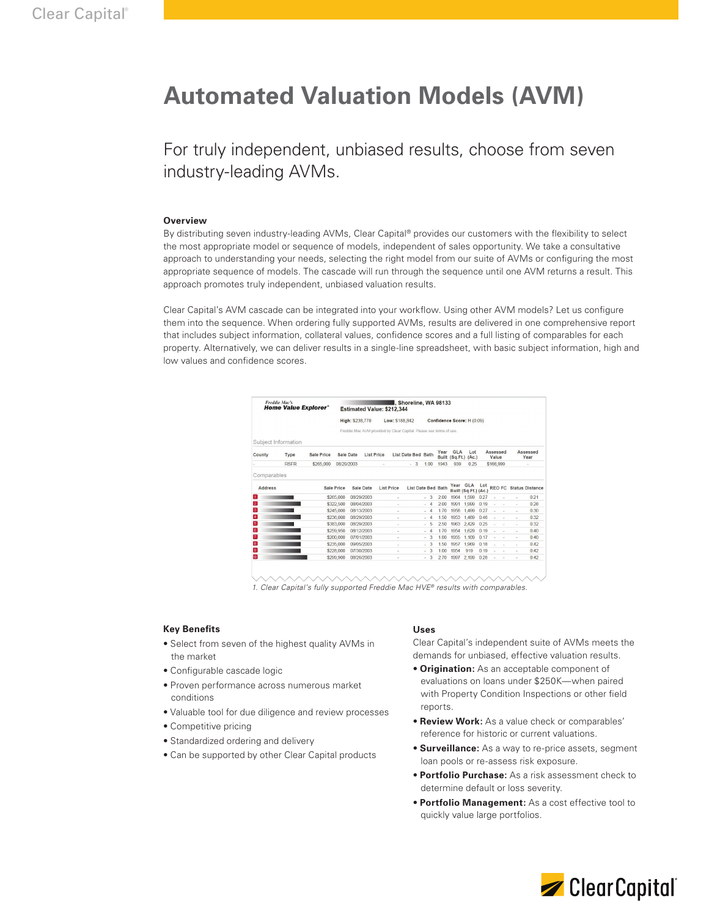# Automated Valuation Models (AVM)

## For truly independent, unbiased results, choose from seven industry-leading AVMs.

### Overview

By distributing seven industry-leading AVMs, Clear Capital® provides our customers with the flexibility to select the most appropriate model or sequence of models, independent of sales opportunity. We take a consultative approach to understanding your needs, selecting the right model from our suite of AVMs or configuring the most appropriate sequence of models. The cascade will run through the sequence until one AVM returns a result. This approach promotes truly independent, unbiased valuation results.

Clear Capital's AVM cascade can be integrated into your workflow. Using other AVM models? Let us configure them into the sequence. When ordering fully supported AVMs, results are delivered in one comprehensive report that includes subject information, collateral values, confidence scores and a full listing of comparables for each property. Alternatively, we can deliver results in a single-line spreadsheet, with basic subject information, high and low values and confidence scores.

*Freddie Mac's* **Home Value Explorer®**

**, Shoreline, WA 98133**
**Estimated Value: $212,344**

**High:** $238,770 **Low:** $188,842 **Confidence Score:** H (0.09)

Freddie Mac AVM provided by Clear Capital. Please see terms of use.

Subject Information

| County | Type | Sale Price | Sale Date | List Price | List Date | Bed | Bath | Year Built | GLA (Sq.Ft.) | Lot (Ac.) | Assessed Value | Assessed Year |
|---|---|---|---|---|---|---|---|---|---|---|---|---|
| - | RSFR | $265,000 | 08/20/2003 | - | - | 3 | 1.00 | 1943 | 939 | 0.25 | $166,999 | - |

Comparables

| Address | Sale Price | Sale Date | List Price | List Date | Bed | Bath | Year Built | GLA (Sq.Ft.) | Lot (Ac.) | REO | FC | Status | Distance |
|---|---|---|---|---|---|---|---|---|---|---|---|---|---|
| 1 | $265,000 | 08/29/2003 | - | - | 3 | 2.00 | 1964 | 1,599 | 0.27 | - | - | - | 0.21 |
| 2 | $322,500 | 08/04/2003 | - | - | 4 | 2.00 | 1901 | 1,999 | 0.19 | - | - | - | 0.28 |
| 3 | $245,000 | 08/13/2003 | - | - | 4 | 1.70 | 1958 | 1,499 | 0.27 | - | - | - | 0.30 |
| 4 | $236,000 | 08/29/2003 | - | - | 4 | 1.50 | 1953 | 1,489 | 0.46 | - | - | - | 0.32 |
| 5 | $383,000 | 08/29/2003 | - | - | 5 | 2.50 | 1963 | 2,429 | 0.25 | - | - | - | 0.32 |
| 6 | $259,950 | 08/12/2003 | - | - | 4 | 1.70 | 1954 | 1,629 | 0.19 | - | - | - | 0.40 |
| 7 | $200,000 | 07/01/2003 | - | - | 3 | 1.00 | 1955 | 1,109 | 0.17 | - | - | - | 0.40 |
| 8 | $235,000 | 09/05/2003 | - | - | 3 | 1.50 | 1957 | 1,969 | 0.18 | - | - | - | 0.42 |
| 9 | $228,000 | 07/30/2003 | - | - | 3 | 1.00 | 1954 | 919 | 0.19 | - | - | - | 0.42 |
| 10 | $299,900 | 08/26/2003 | - | - | 3 | 2.70 | 1997 | 2,199 | 0.28 | - | - | - | 0.42 |

*1. Clear Capital's fully supported Freddie Mac HVE® results with comparables.*

### Key Benefits

- Select from seven of the highest quality AVMs in the market
- Configurable cascade logic
- Proven performance across numerous market conditions
- Valuable tool for due diligence and review processes
- Competitive pricing
- Standardized ordering and delivery
- Can be supported by other Clear Capital products

### Uses

Clear Capital's independent suite of AVMs meets the demands for unbiased, effective valuation results.

- **Origination:** As an acceptable component of evaluations on loans under $250K—when paired with Property Condition Inspections or other field reports.
- **Review Work:** As a value check or comparables' reference for historic or current valuations.
- **Surveillance:** As a way to re-price assets, segment loan pools or re-assess risk exposure.
- **Portfolio Purchase:** As a risk assessment check to determine default or loss severity.
- **Portfolio Management:** As a cost effective tool to quickly value large portfolios.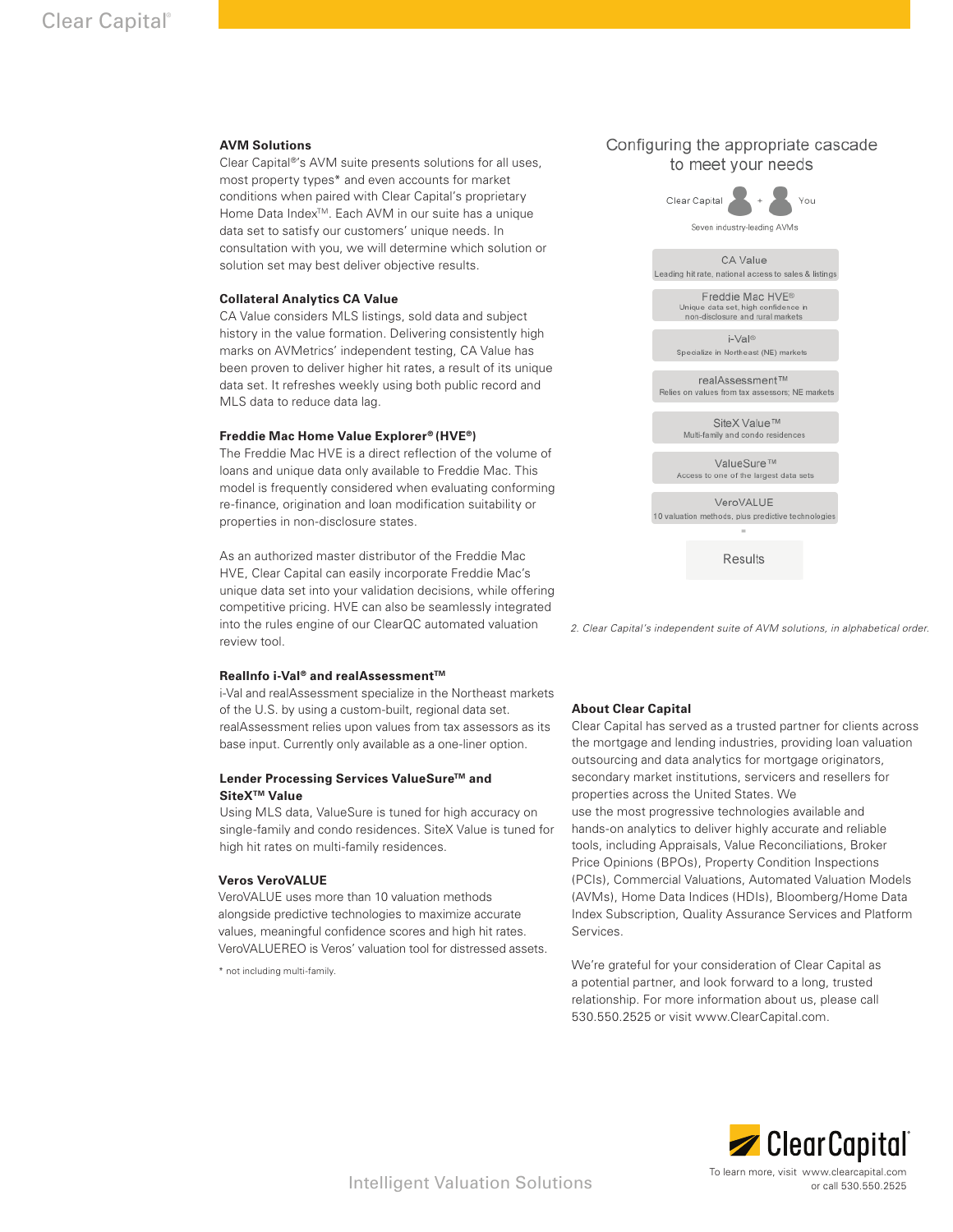**AVM Solutions**

Clear Capital®'s AVM suite presents solutions for all uses, most property types* and even accounts for market conditions when paired with Clear Capital's proprietary Home Data Index™. Each AVM in our suite has a unique data set to satisfy our customers' unique needs. In consultation with you, we will determine which solution or solution set may best deliver objective results.

**Collateral Analytics CA Value**

CA Value considers MLS listings, sold data and subject history in the value formation. Delivering consistently high marks on AVMetrics' independent testing, CA Value has been proven to deliver higher hit rates, a result of its unique data set. It refreshes weekly using both public record and MLS data to reduce data lag.

**Freddie Mac Home Value Explorer® (HVE®)**

The Freddie Mac HVE is a direct reflection of the volume of loans and unique data only available to Freddie Mac. This model is frequently considered when evaluating conforming re-finance, origination and loan modification suitability or properties in non-disclosure states.

As an authorized master distributor of the Freddie Mac HVE, Clear Capital can easily incorporate Freddie Mac's unique data set into your validation decisions, while offering competitive pricing. HVE can also be seamlessly integrated into the rules engine of our ClearQC automated valuation review tool.

**RealInfo i-Val® and realAssessment™**

i-Val and realAssessment specialize in the Northeast markets of the U.S. by using a custom-built, regional data set. realAssessment relies upon values from tax assessors as its base input. Currently only available as a one-liner option.

**Lender Processing Services ValueSure™ and SiteX™ Value**

Using MLS data, ValueSure is tuned for high accuracy on single-family and condo residences. SiteX Value is tuned for high hit rates on multi-family residences.

**Veros VeroVALUE**

VeroVALUE uses more than 10 valuation methods alongside predictive technologies to maximize accurate values, meaningful confidence scores and high hit rates. VeroVALUEREO is Veros' valuation tool for distressed assets.

\* not including multi-family.

Configuring the appropriate cascade to meet your needs

Clear Capital + You

Seven industry-leading AVMs

CA Value
Leading hit rate, national access to sales & listings

Freddie Mac HVE®
Unique data set, high confidence in non-disclosure and rural markets

i-Val®
Specialize in Northeast (NE) markets

realAssessment™
Relies on values from tax assessors; NE markets

SiteX Value™
Multi-family and condo residences

ValueSure™
Access to one of the largest data sets

VeroVALUE
10 valuation methods, plus predictive technologies

=

Results

*2. Clear Capital's independent suite of AVM solutions, in alphabetical order.*

**About Clear Capital**

Clear Capital has served as a trusted partner for clients across the mortgage and lending industries, providing loan valuation outsourcing and data analytics for mortgage originators, secondary market institutions, servicers and resellers for properties across the United States. We use the most progressive technologies available and hands-on analytics to deliver highly accurate and reliable tools, including Appraisals, Value Reconciliations, Broker Price Opinions (BPOs), Property Condition Inspections (PCIs), Commercial Valuations, Automated Valuation Models (AVMs), Home Data Indices (HDIs), Bloomberg/Home Data Index Subscription, Quality Assurance Services and Platform Services.

We're grateful for your consideration of Clear Capital as a potential partner, and look forward to a long, trusted relationship. For more information about us, please call 530.550.2525 or visit www.ClearCapital.com.

ClearCapital®

To learn more, visit www.clearcapital.com or call 530.550.2525

Intelligent Valuation Solutions